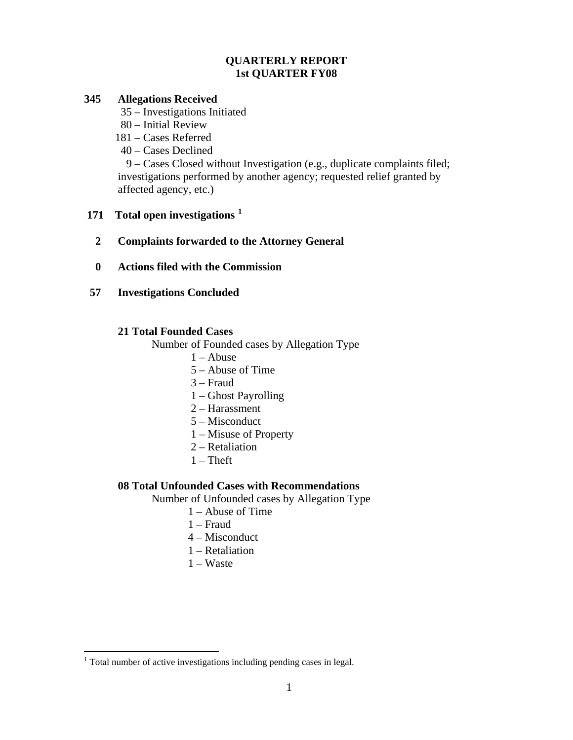# QUARTERLY REPORT
# 1st QUARTER FY08

**345 Allegations Received**

- 35 – Investigations Initiated
- 80 – Initial Review
- 181 – Cases Referred
- 40 – Cases Declined
- 9 – Cases Closed without Investigation (e.g., duplicate complaints filed; investigations performed by another agency; requested relief granted by affected agency, etc.)

**171 Total open investigations [1]**

**2 Complaints forwarded to the Attorney General**

**0 Actions filed with the Commission**

**57 Investigations Concluded**

**21 Total Founded Cases**

Number of Founded cases by Allegation Type

- 1 – Abuse
- 5 – Abuse of Time
- 3 – Fraud
- 1 – Ghost Payrolling
- 2 – Harassment
- 5 – Misconduct
- 1 – Misuse of Property
- 2 – Retaliation
- 1 – Theft

**08 Total Unfounded Cases with Recommendations**

Number of Unfounded cases by Allegation Type

- 1 – Abuse of Time
- 1 – Fraud
- 4 – Misconduct
- 1 – Retaliation
- 1 – Waste

[1] Total number of active investigations including pending cases in legal.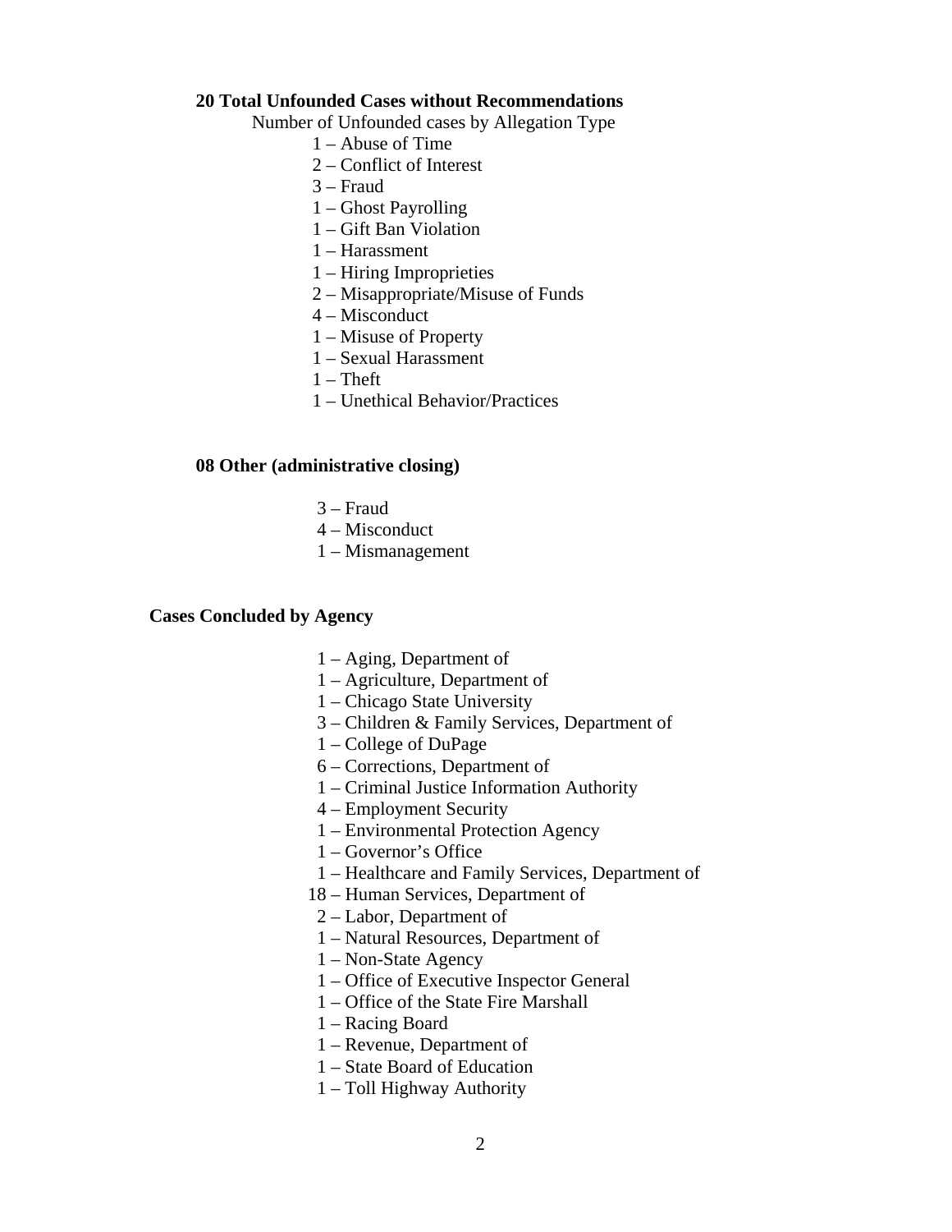**20 Total Unfounded Cases without Recommendations**

Number of Unfounded cases by Allegation Type

- 1 – Abuse of Time
- 2 – Conflict of Interest
- 3 – Fraud
- 1 – Ghost Payrolling
- 1 – Gift Ban Violation
- 1 – Harassment
- 1 – Hiring Improprieties
- 2 – Misappropriate/Misuse of Funds
- 4 – Misconduct
- 1 – Misuse of Property
- 1 – Sexual Harassment
- 1 – Theft
- 1 – Unethical Behavior/Practices

**08 Other (administrative closing)**

- 3 – Fraud
- 4 – Misconduct
- 1 – Mismanagement

**Cases Concluded by Agency**

- 1 – Aging, Department of
- 1 – Agriculture, Department of
- 1 – Chicago State University
- 3 – Children & Family Services, Department of
- 1 – College of DuPage
- 6 – Corrections, Department of
- 1 – Criminal Justice Information Authority
- 4 – Employment Security
- 1 – Environmental Protection Agency
- 1 – Governor's Office
- 1 – Healthcare and Family Services, Department of
- 18 – Human Services, Department of
- 2 – Labor, Department of
- 1 – Natural Resources, Department of
- 1 – Non-State Agency
- 1 – Office of Executive Inspector General
- 1 – Office of the State Fire Marshall
- 1 – Racing Board
- 1 – Revenue, Department of
- 1 – State Board of Education
- 1 – Toll Highway Authority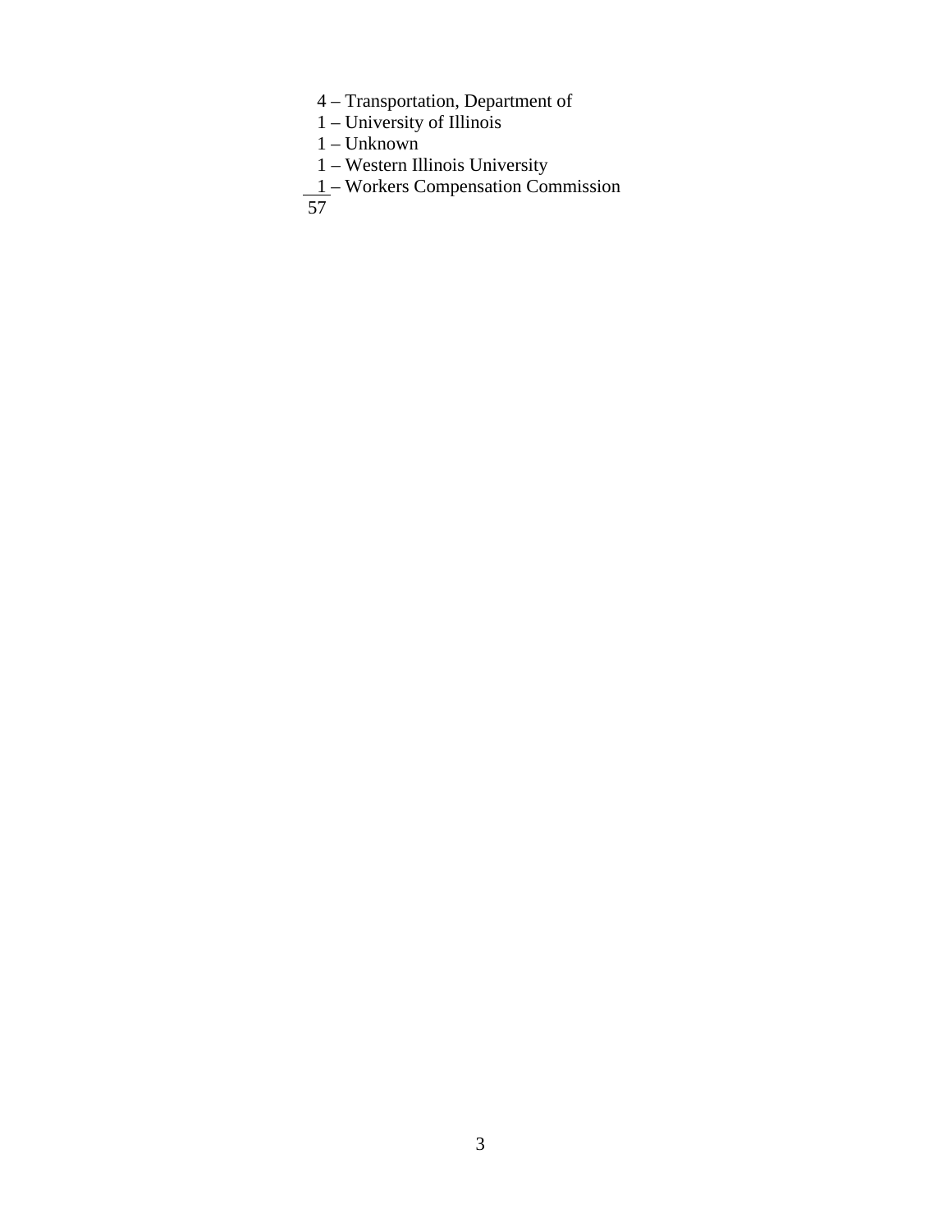4 – Transportation, Department of
1 – University of Illinois
1 – Unknown
1 – Western Illinois University
1 – Workers Compensation Commission
57